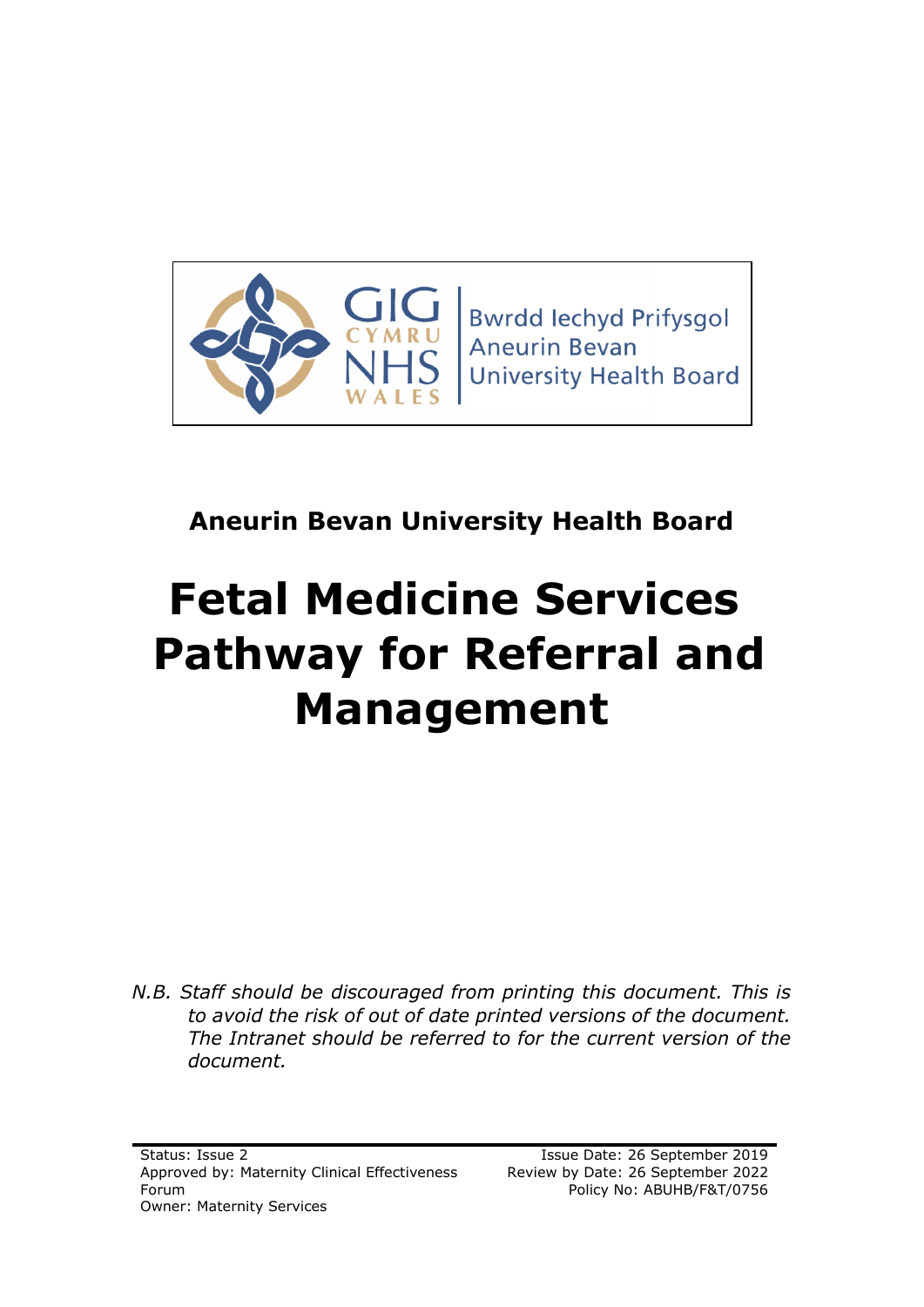Bwrdd Iechyd Prifysgol Aneurin Bevan University Health Board

**Aneurin Bevan University Health Board**

# Fetal Medicine Services Pathway for Referral and Management

*N.B. Staff should be discouraged from printing this document. This is to avoid the risk of out of date printed versions of the document. The Intranet should be referred to for the current version of the document.*

Status: Issue 2
Approved by: Maternity Clinical Effectiveness Forum
Owner: Maternity Services

Issue Date: 26 September 2019
Review by Date: 26 September 2022
Policy No: ABUHB/F&T/0756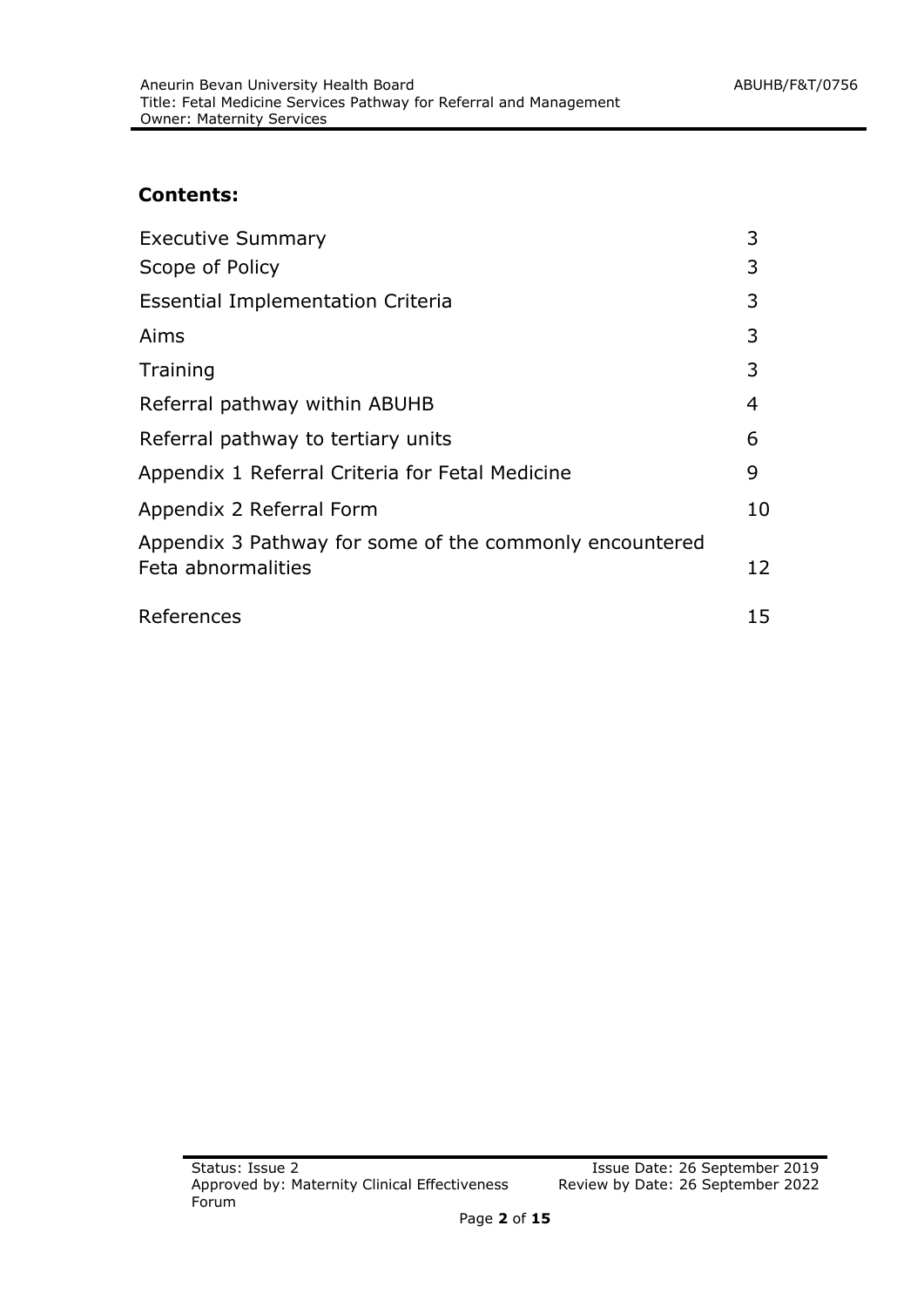## Contents:

| | |
|---|---|
| Executive Summary | 3 |
| Scope of Policy | 3 |
| Essential Implementation Criteria | 3 |
| Aims | 3 |
| Training | 3 |
| Referral pathway within ABUHB | 4 |
| Referral pathway to tertiary units | 6 |
| Appendix 1 Referral Criteria for Fetal Medicine | 9 |
| Appendix 2 Referral Form | 10 |
| Appendix 3 Pathway for some of the commonly encountered Feta abnormalities | 12 |
| References | 15 |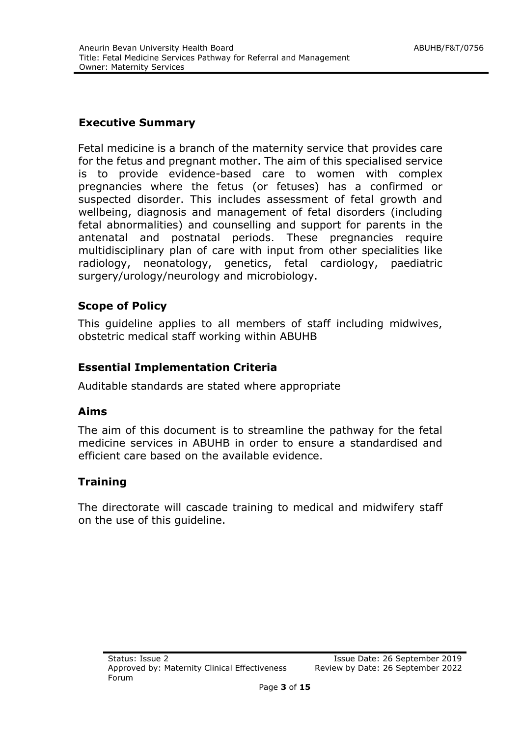## Executive Summary

Fetal medicine is a branch of the maternity service that provides care for the fetus and pregnant mother. The aim of this specialised service is to provide evidence-based care to women with complex pregnancies where the fetus (or fetuses) has a confirmed or suspected disorder. This includes assessment of fetal growth and wellbeing, diagnosis and management of fetal disorders (including fetal abnormalities) and counselling and support for parents in the antenatal and postnatal periods. These pregnancies require multidisciplinary plan of care with input from other specialities like radiology, neonatology, genetics, fetal cardiology, paediatric surgery/urology/neurology and microbiology.

## Scope of Policy

This guideline applies to all members of staff including midwives, obstetric medical staff working within ABUHB

## Essential Implementation Criteria

Auditable standards are stated where appropriate

## Aims

The aim of this document is to streamline the pathway for the fetal medicine services in ABUHB in order to ensure a standardised and efficient care based on the available evidence.

## Training

The directorate will cascade training to medical and midwifery staff on the use of this guideline.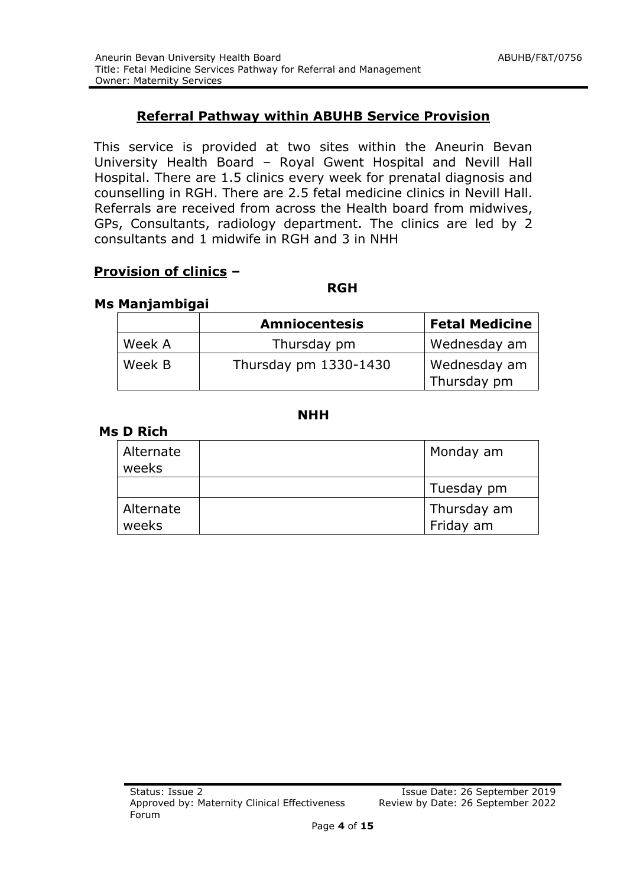## Referral Pathway within ABUHB Service Provision

This service is provided at two sites within the Aneurin Bevan University Health Board – Royal Gwent Hospital and Nevill Hall Hospital. There are 1.5 clinics every week for prenatal diagnosis and counselling in RGH. There are 2.5 fetal medicine clinics in Nevill Hall. Referrals are received from across the Health board from midwives, GPs, Consultants, radiology department. The clinics are led by 2 consultants and 1 midwife in RGH and 3 in NHH

### Provision of clinics –

**RGH**

**Ms Manjambigai**

| | Amniocentesis | Fetal Medicine |
|---|---|---|
| Week A | Thursday pm | Wednesday am |
| Week B | Thursday pm 1330-1430 | Wednesday am<br>Thursday pm |

**NHH**

**Ms D Rich**

| | | |
|---|---|---|
| Alternate weeks | | Monday am |
| | | Tuesday pm |
| Alternate weeks | | Thursday am<br>Friday am |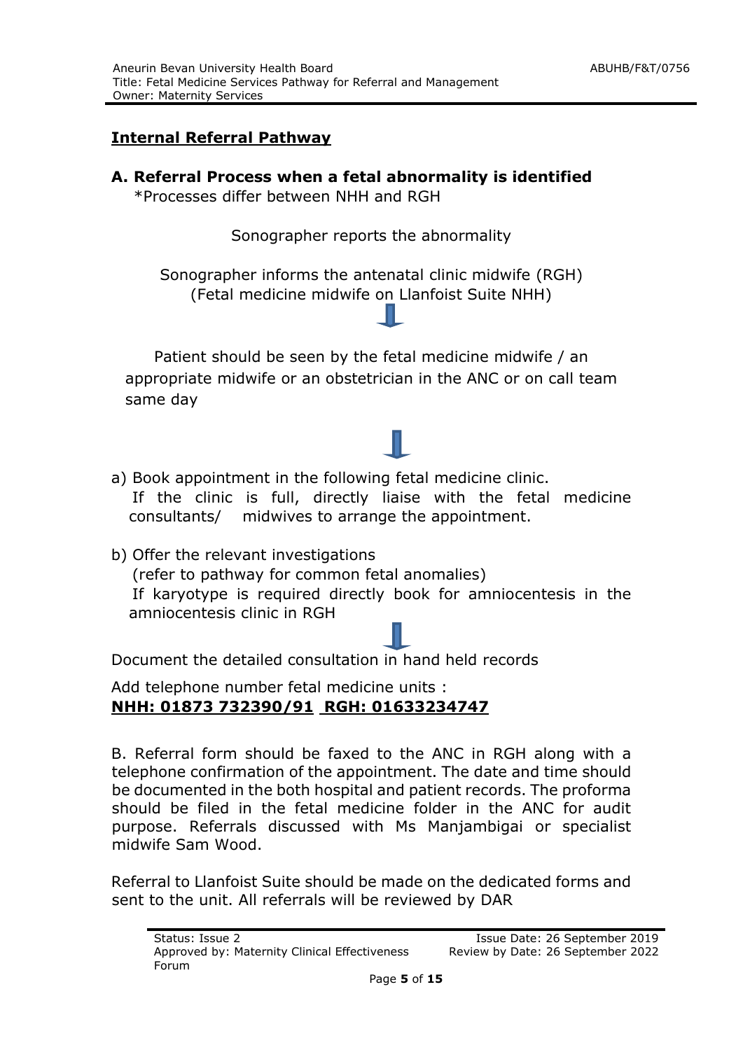## Internal Referral Pathway

### A. Referral Process when a fetal abnormality is identified

*Processes differ between NHH and RGH

Sonographer reports the abnormality

Sonographer informs the antenatal clinic midwife (RGH)
(Fetal medicine midwife on Llanfoist Suite NHH)

↓

Patient should be seen by the fetal medicine midwife / an appropriate midwife or an obstetrician in the ANC or on call team same day

↓

a) Book appointment in the following fetal medicine clinic.
   If the clinic is full, directly liaise with the fetal medicine consultants/ midwives to arrange the appointment.

b) Offer the relevant investigations
   (refer to pathway for common fetal anomalies)
   If karyotype is required directly book for amniocentesis in the amniocentesis clinic in RGH

↓

Document the detailed consultation in hand held records

Add telephone number fetal medicine units :
**NHH: 01873 732390/91 RGH: 01633234747**

B. Referral form should be faxed to the ANC in RGH along with a telephone confirmation of the appointment. The date and time should be documented in the both hospital and patient records. The proforma should be filed in the fetal medicine folder in the ANC for audit purpose. Referrals discussed with Ms Manjambigai or specialist midwife Sam Wood.

Referral to Llanfoist Suite should be made on the dedicated forms and sent to the unit. All referrals will be reviewed by DAR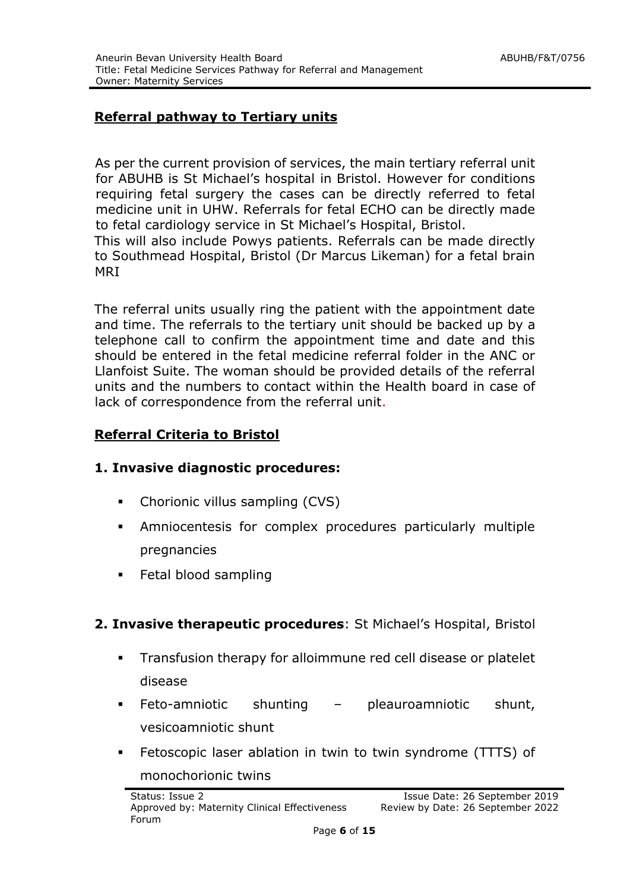## Referral pathway to Tertiary units

As per the current provision of services, the main tertiary referral unit for ABUHB is St Michael's hospital in Bristol. However for conditions requiring fetal surgery the cases can be directly referred to fetal medicine unit in UHW. Referrals for fetal ECHO can be directly made to fetal cardiology service in St Michael's Hospital, Bristol.
This will also include Powys patients. Referrals can be made directly to Southmead Hospital, Bristol (Dr Marcus Likeman) for a fetal brain MRI

The referral units usually ring the patient with the appointment date and time. The referrals to the tertiary unit should be backed up by a telephone call to confirm the appointment time and date and this should be entered in the fetal medicine referral folder in the ANC or Llanfoist Suite. The woman should be provided details of the referral units and the numbers to contact within the Health board in case of lack of correspondence from the referral unit.

## Referral Criteria to Bristol

### 1. Invasive diagnostic procedures:

- Chorionic villus sampling (CVS)
- Amniocentesis for complex procedures particularly multiple pregnancies
- Fetal blood sampling

### 2. Invasive therapeutic procedures: St Michael's Hospital, Bristol

- Transfusion therapy for alloimmune red cell disease or platelet disease
- Feto-amniotic shunting – pleauroamniotic shunt, vesicoamniotic shunt
- Fetoscopic laser ablation in twin to twin syndrome (TTTS) of monochorionic twins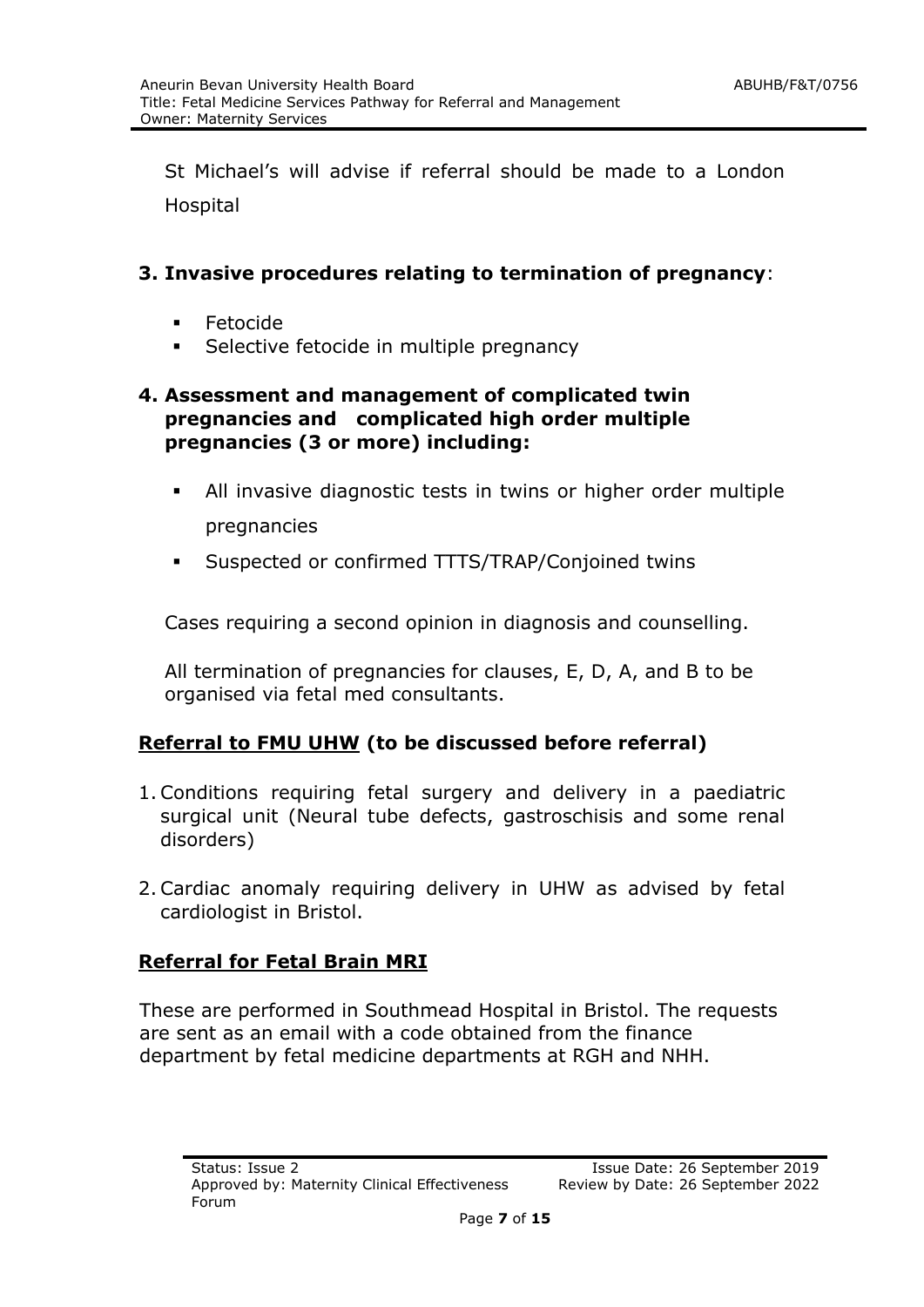St Michael's will advise if referral should be made to a London Hospital

**3. Invasive procedures relating to termination of pregnancy**:

- Fetocide
- Selective fetocide in multiple pregnancy

**4. Assessment and management of complicated twin pregnancies and complicated high order multiple pregnancies (3 or more) including:**

- All invasive diagnostic tests in twins or higher order multiple pregnancies
- Suspected or confirmed TTTS/TRAP/Conjoined twins

Cases requiring a second opinion in diagnosis and counselling.

All termination of pregnancies for clauses, E, D, A, and B to be organised via fetal med consultants.

## <u>Referral to FMU UHW</u> (to be discussed before referral)

1. Conditions requiring fetal surgery and delivery in a paediatric surgical unit (Neural tube defects, gastroschisis and some renal disorders)

2. Cardiac anomaly requiring delivery in UHW as advised by fetal cardiologist in Bristol.

## <u>Referral for Fetal Brain MRI</u>

These are performed in Southmead Hospital in Bristol. The requests are sent as an email with a code obtained from the finance department by fetal medicine departments at RGH and NHH.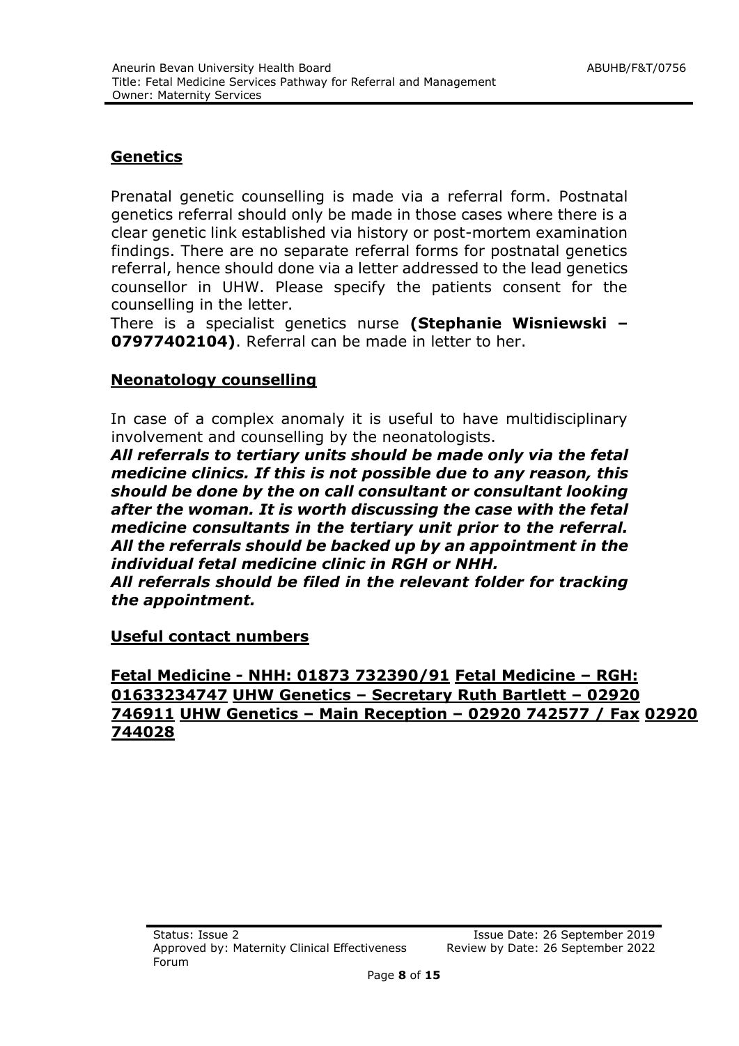## Genetics

Prenatal genetic counselling is made via a referral form. Postnatal genetics referral should only be made in those cases where there is a clear genetic link established via history or post-mortem examination findings. There are no separate referral forms for postnatal genetics referral, hence should done via a letter addressed to the lead genetics counsellor in UHW. Please specify the patients consent for the counselling in the letter.

There is a specialist genetics nurse **(Stephanie Wisniewski – 07977402104)**. Referral can be made in letter to her.

## Neonatology counselling

In case of a complex anomaly it is useful to have multidisciplinary involvement and counselling by the neonatologists.

***All referrals to tertiary units should be made only via the fetal medicine clinics. If this is not possible due to any reason, this should be done by the on call consultant or consultant looking after the woman. It is worth discussing the case with the fetal medicine consultants in the tertiary unit prior to the referral. All the referrals should be backed up by an appointment in the individual fetal medicine clinic in RGH or NHH.***

***All referrals should be filed in the relevant folder for tracking the appointment.***

## Useful contact numbers

**Fetal Medicine - NHH: 01873 732390/91 Fetal Medicine – RGH: 01633234747 UHW Genetics – Secretary Ruth Bartlett – 02920 746911 UHW Genetics – Main Reception – 02920 742577 / Fax 02920 744028**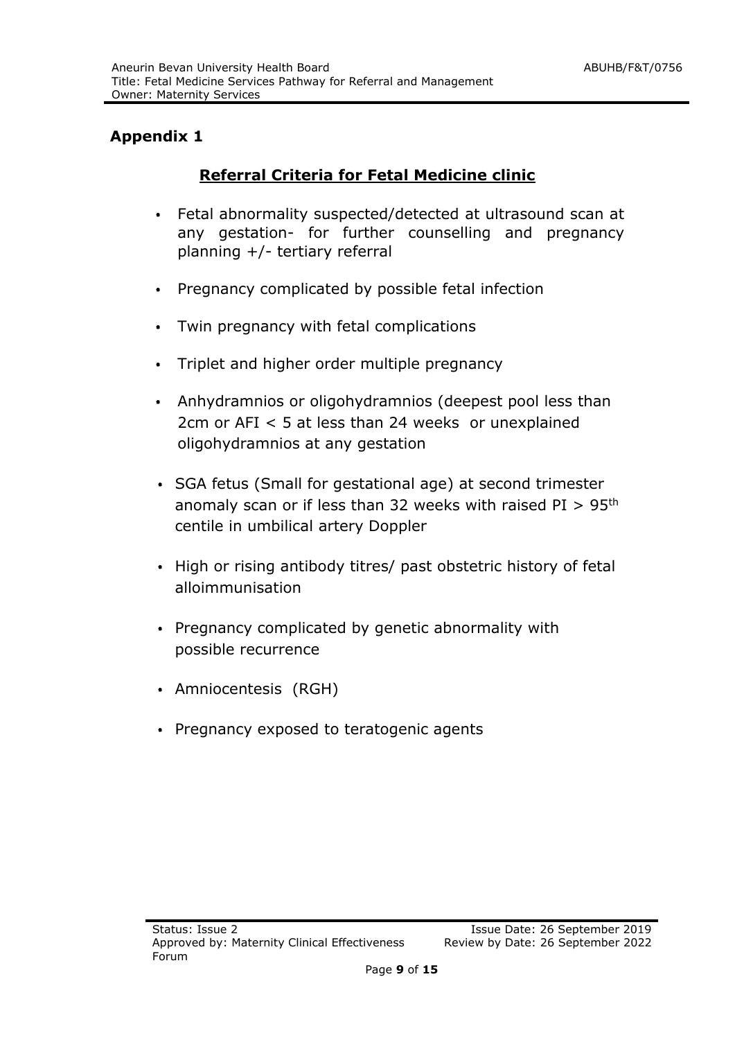# Appendix 1

## Referral Criteria for Fetal Medicine clinic

- Fetal abnormality suspected/detected at ultrasound scan at any gestation- for further counselling and pregnancy planning +/- tertiary referral
- Pregnancy complicated by possible fetal infection
- Twin pregnancy with fetal complications
- Triplet and higher order multiple pregnancy
- Anhydramnios or oligohydramnios (deepest pool less than 2cm or AFI < 5 at less than 24 weeks or unexplained oligohydramnios at any gestation
- SGA fetus (Small for gestational age) at second trimester anomaly scan or if less than 32 weeks with raised PI > 95$^{th}$ centile in umbilical artery Doppler
- High or rising antibody titres/ past obstetric history of fetal alloimmunisation
- Pregnancy complicated by genetic abnormality with possible recurrence
- Amniocentesis (RGH)
- Pregnancy exposed to teratogenic agents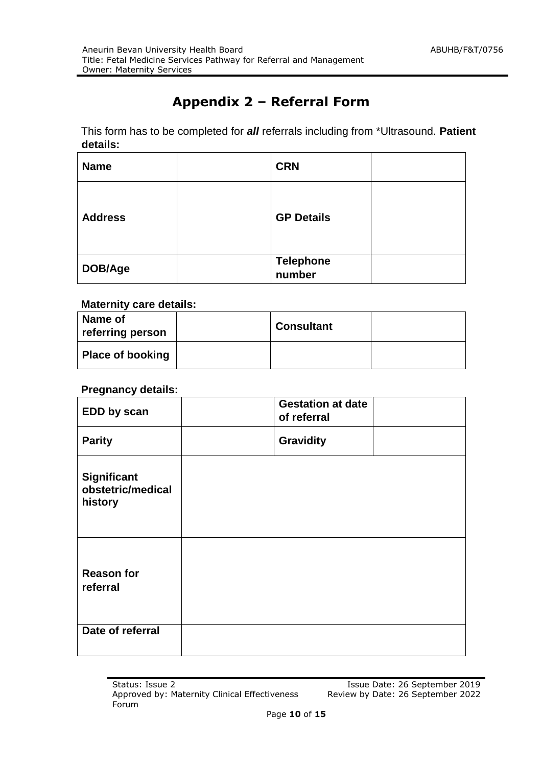# Appendix 2 – Referral Form

This form has to be completed for ***all*** referrals including from *Ultrasound. **Patient details:**

| **Name** | | **CRN** | |
|---|---|---|---|
| **Address** | | **GP Details** | |
| **DOB/Age** | | **Telephone number** | |

**Maternity care details:**

| **Name of referring person** | | **Consultant** | |
|---|---|---|---|
| **Place of booking** | | | |

**Pregnancy details:**

| **EDD by scan** | | **Gestation at date of referral** | |
|---|---|---|---|
| **Parity** | | **Gravidity** | |
| **Significant obstetric/medical history** | | | |
| **Reason for referral** | | | |
| **Date of referral** | | | |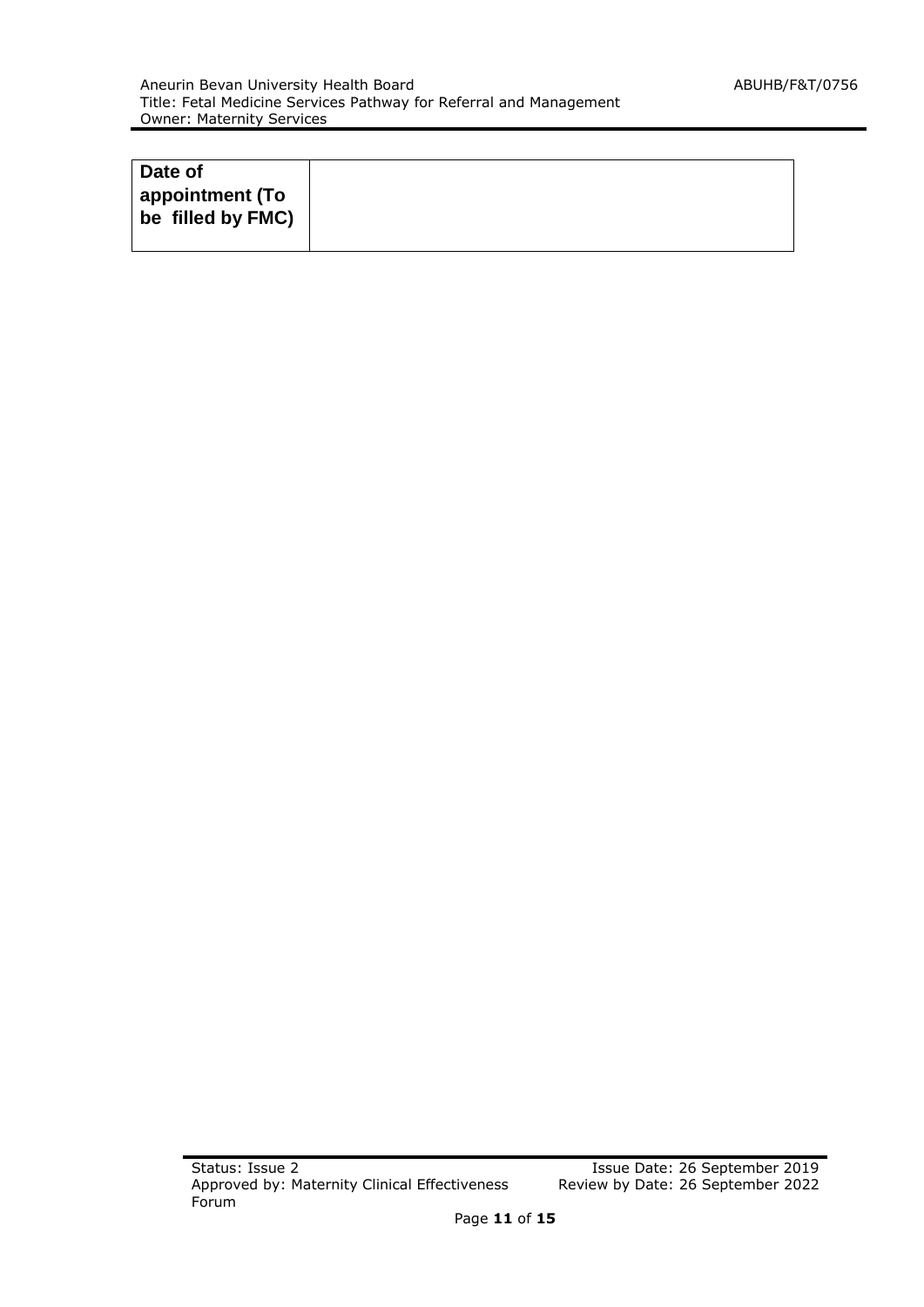| **Date of appointment (To be filled by FMC)** | |
|---|---|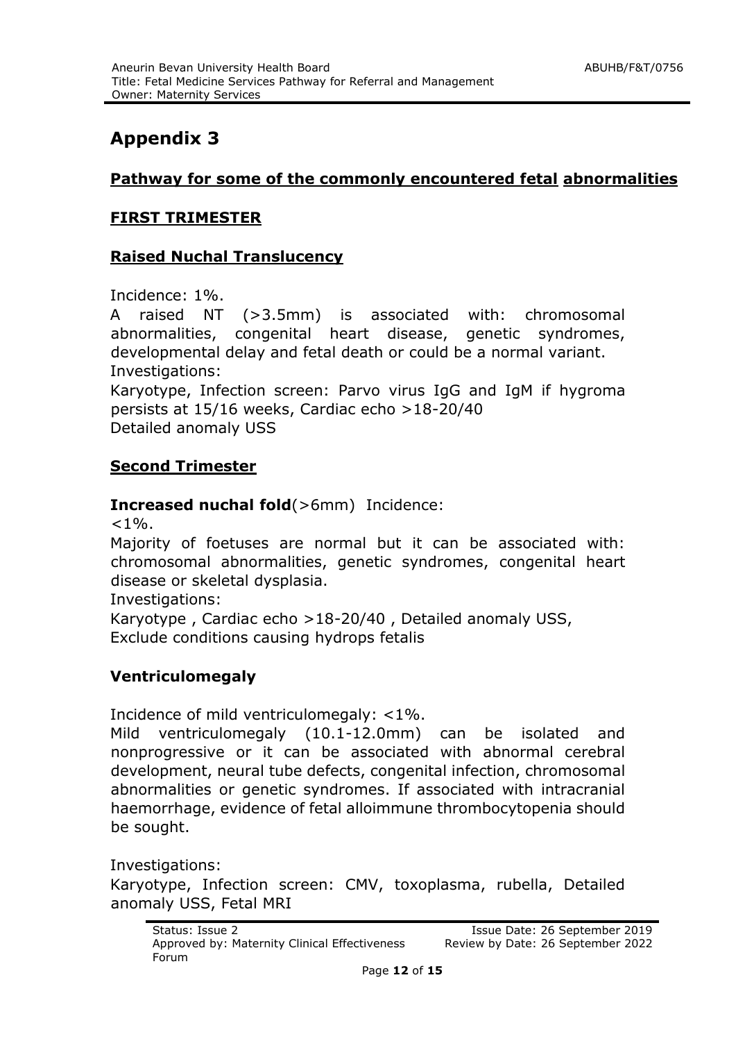# Appendix 3

## Pathway for some of the commonly encountered fetal abnormalities

### FIRST TRIMESTER

### Raised Nuchal Translucency

Incidence: 1%.

A raised NT (>3.5mm) is associated with: chromosomal abnormalities, congenital heart disease, genetic syndromes, developmental delay and fetal death or could be a normal variant.

Investigations:

Karyotype, Infection screen: Parvo virus IgG and IgM if hygroma persists at 15/16 weeks, Cardiac echo >18-20/40

Detailed anomaly USS

### Second Trimester

**Increased nuchal fold**(>6mm) Incidence: <1%.

Majority of foetuses are normal but it can be associated with: chromosomal abnormalities, genetic syndromes, congenital heart disease or skeletal dysplasia.

Investigations:

Karyotype , Cardiac echo >18-20/40 , Detailed anomaly USS, Exclude conditions causing hydrops fetalis

### Ventriculomegaly

Incidence of mild ventriculomegaly: <1%.

Mild ventriculomegaly (10.1-12.0mm) can be isolated and nonprogressive or it can be associated with abnormal cerebral development, neural tube defects, congenital infection, chromosomal abnormalities or genetic syndromes. If associated with intracranial haemorrhage, evidence of fetal alloimmune thrombocytopenia should be sought.

Investigations:

Karyotype, Infection screen: CMV, toxoplasma, rubella, Detailed anomaly USS, Fetal MRI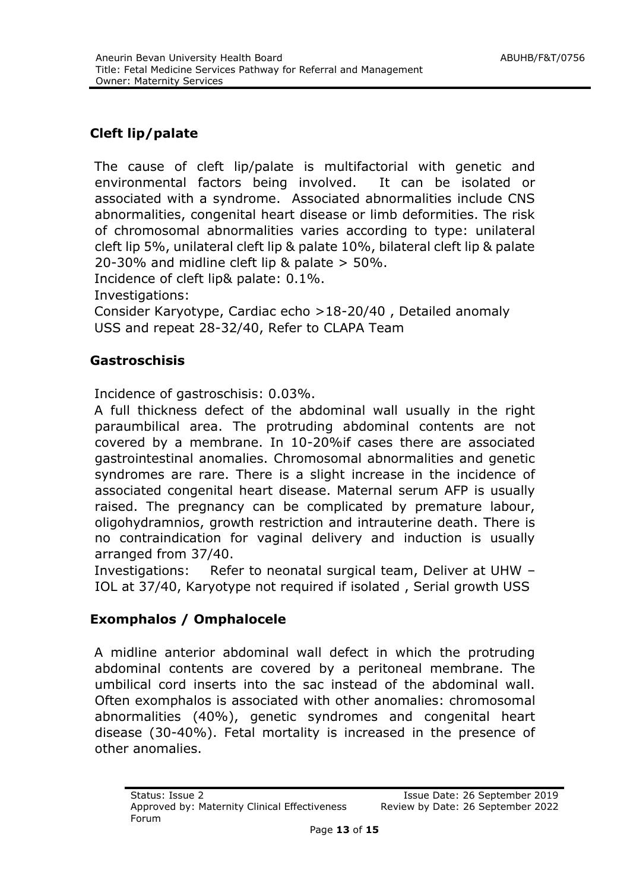## Cleft lip/palate

The cause of cleft lip/palate is multifactorial with genetic and environmental factors being involved. It can be isolated or associated with a syndrome. Associated abnormalities include CNS abnormalities, congenital heart disease or limb deformities. The risk of chromosomal abnormalities varies according to type: unilateral cleft lip 5%, unilateral cleft lip & palate 10%, bilateral cleft lip & palate 20-30% and midline cleft lip & palate > 50%.

Incidence of cleft lip& palate: 0.1%.

Investigations:

Consider Karyotype, Cardiac echo >18-20/40 , Detailed anomaly USS and repeat 28-32/40, Refer to CLAPA Team

## Gastroschisis

Incidence of gastroschisis: 0.03%.

A full thickness defect of the abdominal wall usually in the right paraumbilical area. The protruding abdominal contents are not covered by a membrane. In 10-20%if cases there are associated gastrointestinal anomalies. Chromosomal abnormalities and genetic syndromes are rare. There is a slight increase in the incidence of associated congenital heart disease. Maternal serum AFP is usually raised. The pregnancy can be complicated by premature labour, oligohydramnios, growth restriction and intrauterine death. There is no contraindication for vaginal delivery and induction is usually arranged from 37/40.

Investigations: Refer to neonatal surgical team, Deliver at UHW – IOL at 37/40, Karyotype not required if isolated , Serial growth USS

## Exomphalos / Omphalocele

A midline anterior abdominal wall defect in which the protruding abdominal contents are covered by a peritoneal membrane. The umbilical cord inserts into the sac instead of the abdominal wall. Often exomphalos is associated with other anomalies: chromosomal abnormalities (40%), genetic syndromes and congenital heart disease (30-40%). Fetal mortality is increased in the presence of other anomalies.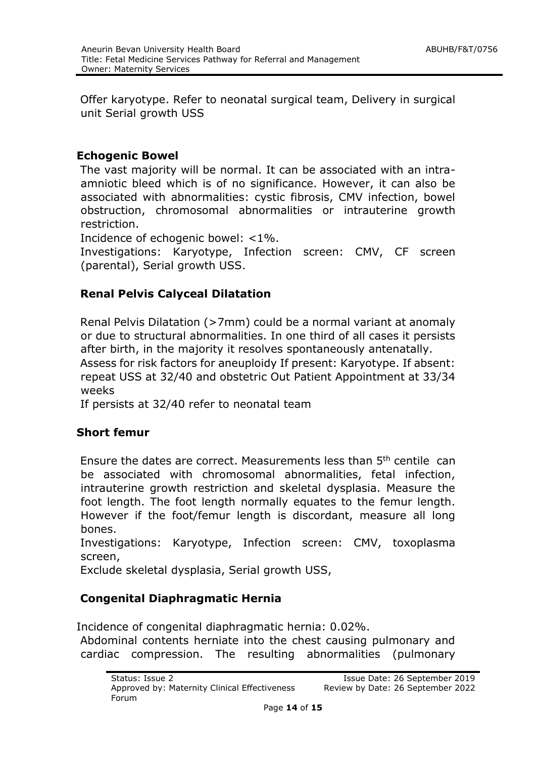Offer karyotype. Refer to neonatal surgical team, Delivery in surgical unit Serial growth USS

### Echogenic Bowel

The vast majority will be normal. It can be associated with an intra-amniotic bleed which is of no significance. However, it can also be associated with abnormalities: cystic fibrosis, CMV infection, bowel obstruction, chromosomal abnormalities or intrauterine growth restriction.

Incidence of echogenic bowel: <1%.

Investigations: Karyotype, Infection screen: CMV, CF screen (parental), Serial growth USS.

### Renal Pelvis Calyceal Dilatation

Renal Pelvis Dilatation (>7mm) could be a normal variant at anomaly or due to structural abnormalities. In one third of all cases it persists after birth, in the majority it resolves spontaneously antenatally.

Assess for risk factors for aneuploidy If present: Karyotype. If absent: repeat USS at 32/40 and obstetric Out Patient Appointment at 33/34 weeks

If persists at 32/40 refer to neonatal team

### Short femur

Ensure the dates are correct. Measurements less than 5th centile can be associated with chromosomal abnormalities, fetal infection, intrauterine growth restriction and skeletal dysplasia. Measure the foot length. The foot length normally equates to the femur length. However if the foot/femur length is discordant, measure all long bones.

Investigations: Karyotype, Infection screen: CMV, toxoplasma screen,

Exclude skeletal dysplasia, Serial growth USS,

### Congenital Diaphragmatic Hernia

Incidence of congenital diaphragmatic hernia: 0.02%.

Abdominal contents herniate into the chest causing pulmonary and cardiac compression. The resulting abnormalities (pulmonary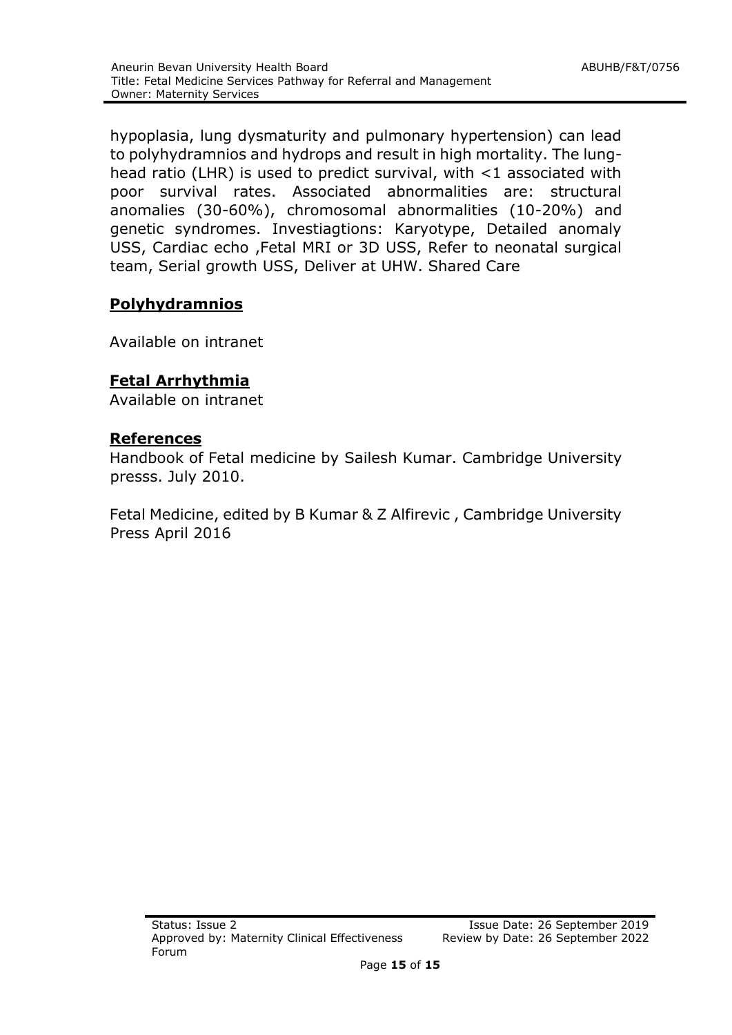hypoplasia, lung dysmaturity and pulmonary hypertension) can lead to polyhydramnios and hydrops and result in high mortality. The lung-head ratio (LHR) is used to predict survival, with <1 associated with poor survival rates. Associated abnormalities are: structural anomalies (30-60%), chromosomal abnormalities (10-20%) and genetic syndromes. Investiagtions: Karyotype, Detailed anomaly USS, Cardiac echo ,Fetal MRI or 3D USS, Refer to neonatal surgical team, Serial growth USS, Deliver at UHW. Shared Care

## **Polyhydramnios**

Available on intranet

## **Fetal Arrhythmia**

Available on intranet

## **References**

Handbook of Fetal medicine by Sailesh Kumar. Cambridge University presss. July 2010.

Fetal Medicine, edited by B Kumar & Z Alfirevic , Cambridge University Press April 2016